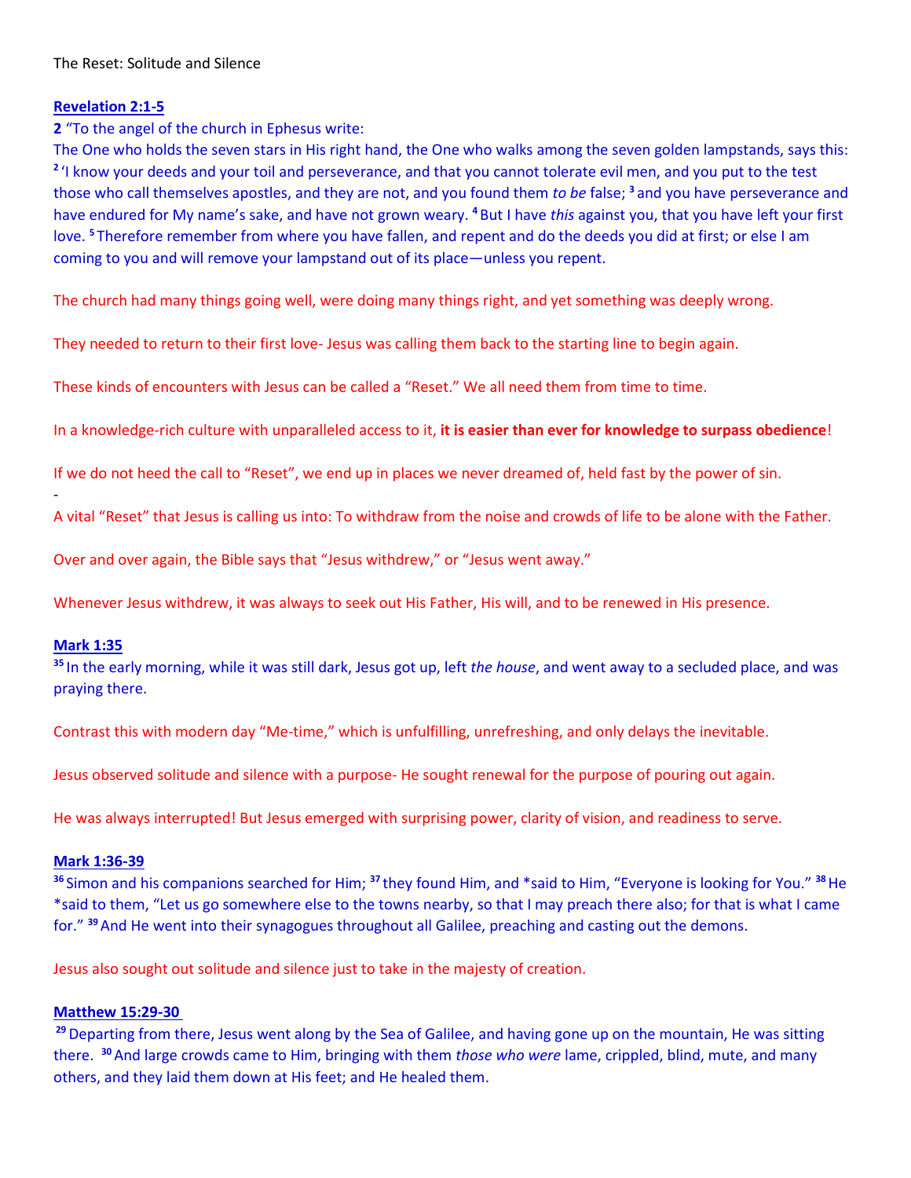The Reset: Solitude and Silence

**Revelation 2:1-5**

**2** "To the angel of the church in Ephesus write:

The One who holds the seven stars in His right hand, the One who walks among the seven golden lampstands, says this: [2] 'I know your deeds and your toil and perseverance, and that you cannot tolerate evil men, and you put to the test those who call themselves apostles, and they are not, and you found them *to be* false; [3] and you have perseverance and have endured for My name's sake, and have not grown weary. [4] But I have *this* against you, that you have left your first love. [5] Therefore remember from where you have fallen, and repent and do the deeds you did at first; or else I am coming to you and will remove your lampstand out of its place—unless you repent.

The church had many things going well, were doing many things right, and yet something was deeply wrong.

They needed to return to their first love- Jesus was calling them back to the starting line to begin again.

These kinds of encounters with Jesus can be called a "Reset." We all need them from time to time.

In a knowledge-rich culture with unparalleled access to it, **it is easier than ever for knowledge to surpass obedience**!

If we do not heed the call to "Reset", we end up in places we never dreamed of, held fast by the power of sin.

-

A vital "Reset" that Jesus is calling us into: To withdraw from the noise and crowds of life to be alone with the Father.

Over and over again, the Bible says that "Jesus withdrew," or "Jesus went away."

Whenever Jesus withdrew, it was always to seek out His Father, His will, and to be renewed in His presence.

**Mark 1:35**

[35] In the early morning, while it was still dark, Jesus got up, left *the house*, and went away to a secluded place, and was praying there.

Contrast this with modern day "Me-time," which is unfulfilling, unrefreshing, and only delays the inevitable.

Jesus observed solitude and silence with a purpose- He sought renewal for the purpose of pouring out again.

He was always interrupted! But Jesus emerged with surprising power, clarity of vision, and readiness to serve.

**Mark 1:36-39**

[36] Simon and his companions searched for Him; [37] they found Him, and *said to Him, "Everyone is looking for You." [38] He *said to them, "Let us go somewhere else to the towns nearby, so that I may preach there also; for that is what I came for." [39] And He went into their synagogues throughout all Galilee, preaching and casting out the demons.

Jesus also sought out solitude and silence just to take in the majesty of creation.

**Matthew 15:29-30**

[29] Departing from there, Jesus went along by the Sea of Galilee, and having gone up on the mountain, He was sitting there. [30] And large crowds came to Him, bringing with them *those who were* lame, crippled, blind, mute, and many others, and they laid them down at His feet; and He healed them.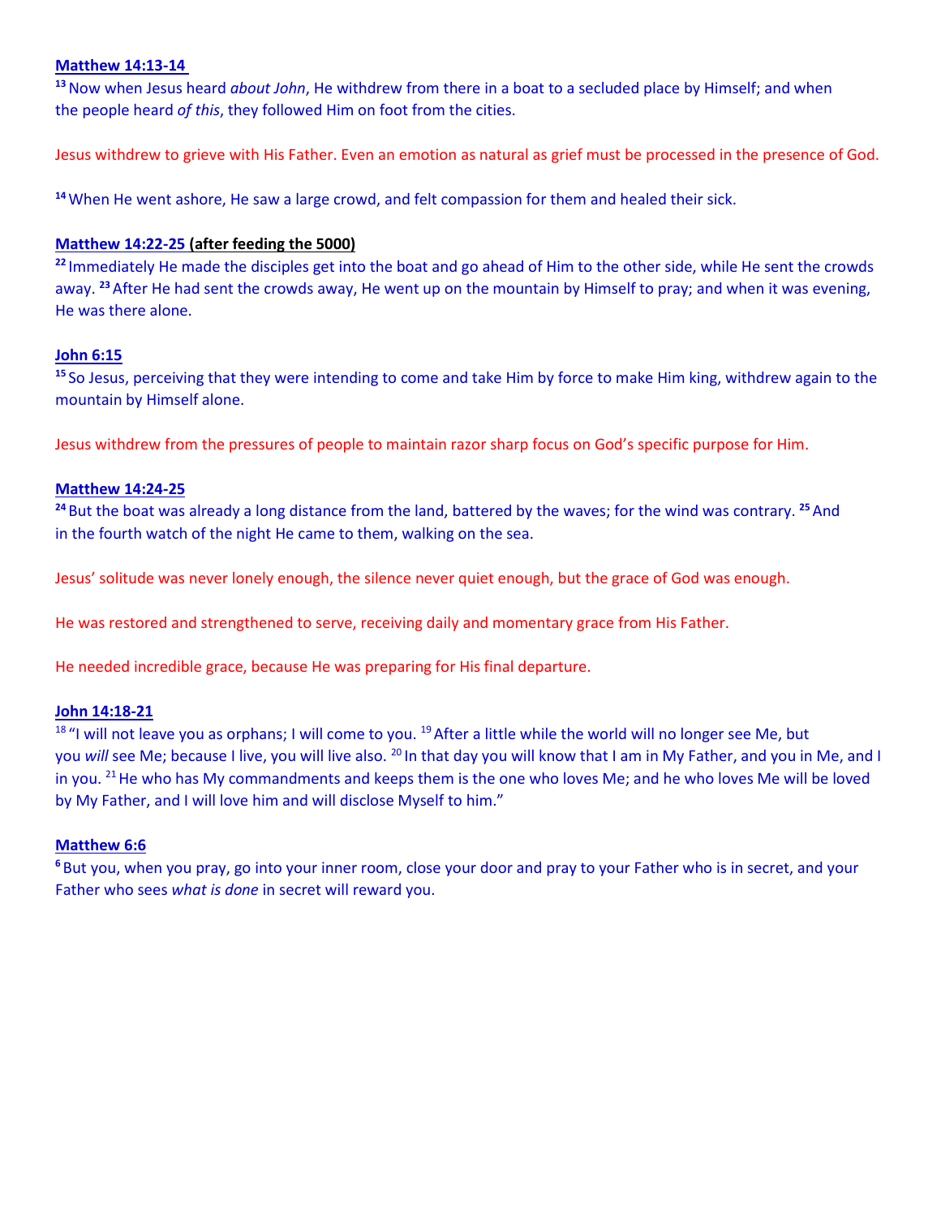**Matthew 14:13-14**

[13] Now when Jesus heard *about John*, He withdrew from there in a boat to a secluded place by Himself; and when the people heard *of this*, they followed Him on foot from the cities.

Jesus withdrew to grieve with His Father. Even an emotion as natural as grief must be processed in the presence of God.

[14] When He went ashore, He saw a large crowd, and felt compassion for them and healed their sick.

**Matthew 14:22-25 (after feeding the 5000)**

[22] Immediately He made the disciples get into the boat and go ahead of Him to the other side, while He sent the crowds away. [23] After He had sent the crowds away, He went up on the mountain by Himself to pray; and when it was evening, He was there alone.

**John 6:15**

[15] So Jesus, perceiving that they were intending to come and take Him by force to make Him king, withdrew again to the mountain by Himself alone.

Jesus withdrew from the pressures of people to maintain razor sharp focus on God's specific purpose for Him.

**Matthew 14:24-25**

[24] But the boat was already a long distance from the land, battered by the waves; for the wind was contrary. [25] And in the fourth watch of the night He came to them, walking on the sea.

Jesus' solitude was never lonely enough, the silence never quiet enough, but the grace of God was enough.

He was restored and strengthened to serve, receiving daily and momentary grace from His Father.

He needed incredible grace, because He was preparing for His final departure.

**John 14:18-21**

[18] "I will not leave you as orphans; I will come to you. [19] After a little while the world will no longer see Me, but you *will* see Me; because I live, you will live also. [20] In that day you will know that I am in My Father, and you in Me, and I in you. [21] He who has My commandments and keeps them is the one who loves Me; and he who loves Me will be loved by My Father, and I will love him and will disclose Myself to him."

**Matthew 6:6**

[6] But you, when you pray, go into your inner room, close your door and pray to your Father who is in secret, and your Father who sees *what is done* in secret will reward you.